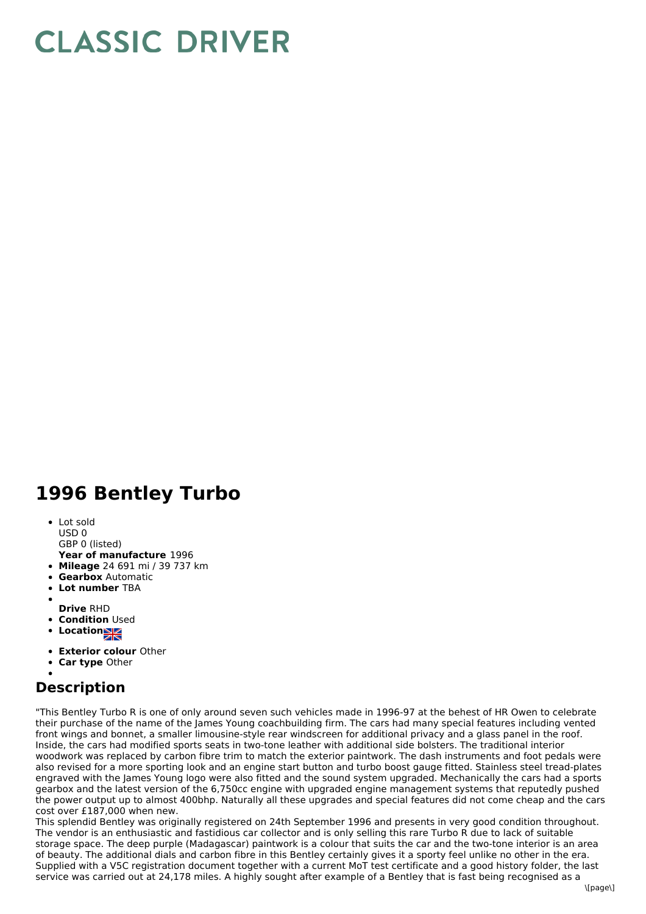# CLASSIC DRIVER

## 1996 Bentley Turbo

- Lot sold
  USD 0
  GBP 0 (listed)
  **Year of manufacture** 1996
- **Mileage** 24 691 mi / 39 737 km
- **Gearbox** Automatic
- **Lot number** TBA
- 
  **Drive** RHD
- **Condition** Used
- **Location**
- **Exterior colour** Other
- **Car type** Other
- 

## Description

"This Bentley Turbo R is one of only around seven such vehicles made in 1996-97 at the behest of HR Owen to celebrate their purchase of the name of the James Young coachbuilding firm. The cars had many special features including vented front wings and bonnet, a smaller limousine-style rear windscreen for additional privacy and a glass panel in the roof. Inside, the cars had modified sports seats in two-tone leather with additional side bolsters. The traditional interior woodwork was replaced by carbon fibre trim to match the exterior paintwork. The dash instruments and foot pedals were also revised for a more sporting look and an engine start button and turbo boost gauge fitted. Stainless steel tread-plates engraved with the James Young logo were also fitted and the sound system upgraded. Mechanically the cars had a sports gearbox and the latest version of the 6,750cc engine with upgraded engine management systems that reputedly pushed the power output up to almost 400bhp. Naturally all these upgrades and special features did not come cheap and the cars cost over £187,000 when new.

This splendid Bentley was originally registered on 24th September 1996 and presents in very good condition throughout. The vendor is an enthusiastic and fastidious car collector and is only selling this rare Turbo R due to lack of suitable storage space. The deep purple (Madagascar) paintwork is a colour that suits the car and the two-tone interior is an area of beauty. The additional dials and carbon fibre in this Bentley certainly gives it a sporty feel unlike no other in the era. Supplied with a V5C registration document together with a current MoT test certificate and a good history folder, the last service was carried out at 24,178 miles. A highly sought after example of a Bentley that is fast being recognised as a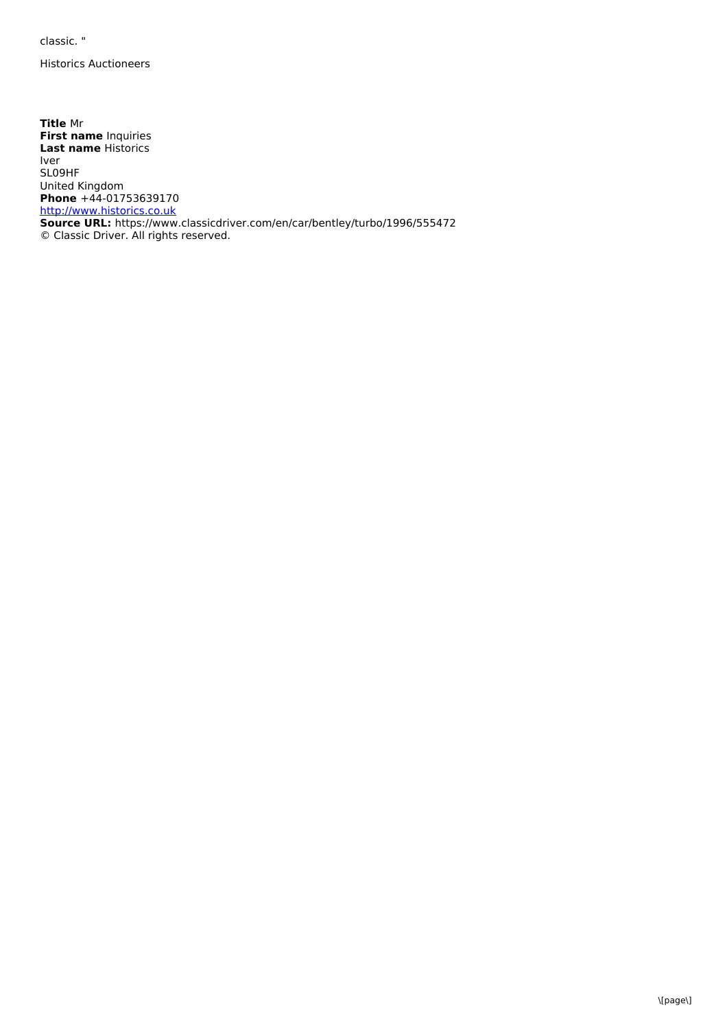classic. "

Historics Auctioneers

**Title** Mr
**First name** Inquiries
**Last name** Historics
Iver
SL09HF
United Kingdom
**Phone** +44-01753639170
[http://www.historics.co.uk](http://www.historics.co.uk)
**Source URL:** https://www.classicdriver.com/en/car/bentley/turbo/1996/555472
© Classic Driver. All rights reserved.